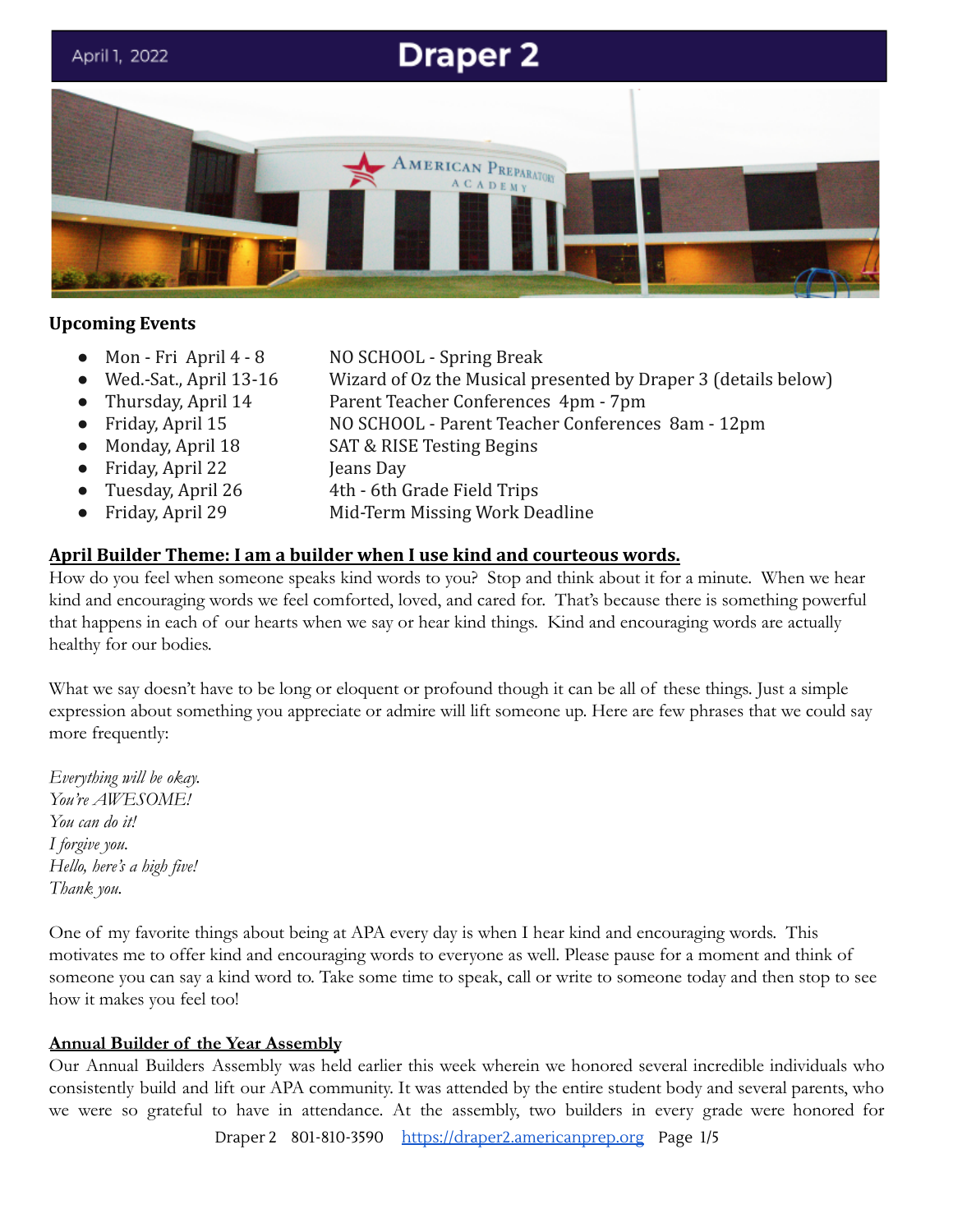April 1, 2022

# Draper 2

### Upcoming Events

- Mon - Fri April 4 - 8 — NO SCHOOL - Spring Break
- Wed.-Sat., April 13-16 — Wizard of Oz the Musical presented by Draper 3 (details below)
- Thursday, April 14 — Parent Teacher Conferences 4pm - 7pm
- Friday, April 15 — NO SCHOOL - Parent Teacher Conferences 8am - 12pm
- Monday, April 18 — SAT & RISE Testing Begins
- Friday, April 22 — Jeans Day
- Tuesday, April 26 — 4th - 6th Grade Field Trips
- Friday, April 29 — Mid-Term Missing Work Deadline

### April Builder Theme: I am a builder when I use kind and courteous words.

How do you feel when someone speaks kind words to you? Stop and think about it for a minute. When we hear kind and encouraging words we feel comforted, loved, and cared for. That's because there is something powerful that happens in each of our hearts when we say or hear kind things. Kind and encouraging words are actually healthy for our bodies.

What we say doesn't have to be long or eloquent or profound though it can be all of these things. Just a simple expression about something you appreciate or admire will lift someone up. Here are few phrases that we could say more frequently:

*Everything will be okay.*
*You're AWESOME!*
*You can do it!*
*I forgive you.*
*Hello, here's a high five!*
*Thank you.*

One of my favorite things about being at APA every day is when I hear kind and encouraging words. This motivates me to offer kind and encouraging words to everyone as well. Please pause for a moment and think of someone you can say a kind word to. Take some time to speak, call or write to someone today and then stop to see how it makes you feel too!

### Annual Builder of the Year Assembly

Our Annual Builders Assembly was held earlier this week wherein we honored several incredible individuals who consistently build and lift our APA community. It was attended by the entire student body and several parents, who we were so grateful to have in attendance. At the assembly, two builders in every grade were honored for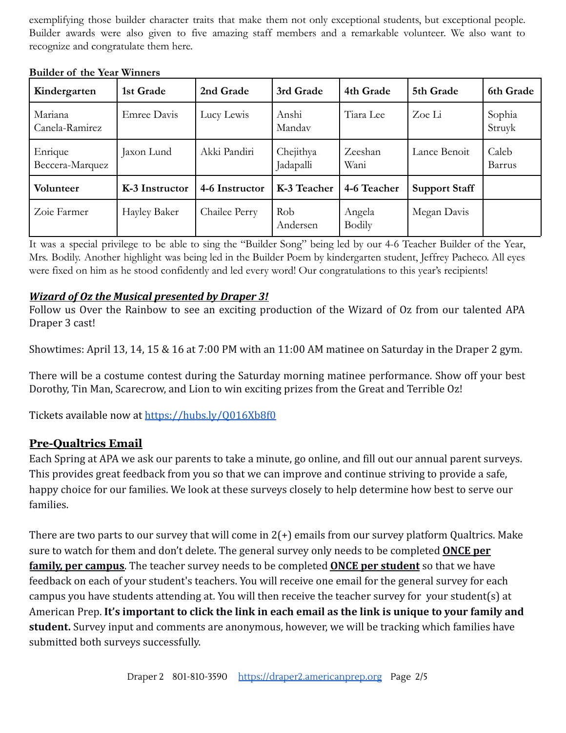exemplifying those builder character traits that make them not only exceptional students, but exceptional people. Builder awards were also given to five amazing staff members and a remarkable volunteer. We also want to recognize and congratulate them here.

**Builder of the Year Winners**

| Kindergarten | 1st Grade | 2nd Grade | 3rd Grade | 4th Grade | 5th Grade | 6th Grade |
|---|---|---|---|---|---|---|
| Mariana Canela-Ramirez | Emree Davis | Lucy Lewis | Anshi Mandav | Tiara Lee | Zoe Li | Sophia Struyk |
| Enrique Beccera-Marquez | Jaxon Lund | Akki Pandiri | Chejithya Jadapalli | Zeeshan Wani | Lance Benoit | Caleb Barrus |
| **Volunteer** | **K-3 Instructor** | **4-6 Instructor** | **K-3 Teacher** | **4-6 Teacher** | **Support Staff** | |
| Zoie Farmer | Hayley Baker | Chailee Perry | Rob Andersen | Angela Bodily | Megan Davis | |

It was a special privilege to be able to sing the "Builder Song" being led by our 4-6 Teacher Builder of the Year, Mrs. Bodily. Another highlight was being led in the Builder Poem by kindergarten student, Jeffrey Pacheco. All eyes were fixed on him as he stood confidently and led every word! Our congratulations to this year's recipients!

***Wizard of Oz the Musical presented by Draper 3!***

Follow us Over the Rainbow to see an exciting production of the Wizard of Oz from our talented APA Draper 3 cast!

Showtimes: April 13, 14, 15 & 16 at 7:00 PM with an 11:00 AM matinee on Saturday in the Draper 2 gym.

There will be a costume contest during the Saturday morning matinee performance. Show off your best Dorothy, Tin Man, Scarecrow, and Lion to win exciting prizes from the Great and Terrible Oz!

Tickets available now at https://hubs.ly/Q016Xb8f0

## Pre-Qualtrics Email

Each Spring at APA we ask our parents to take a minute, go online, and fill out our annual parent surveys. This provides great feedback from you so that we can improve and continue striving to provide a safe, happy choice for our families. We look at these surveys closely to help determine how best to serve our families.

There are two parts to our survey that will come in 2(+) emails from our survey platform Qualtrics. Make sure to watch for them and don't delete. The general survey only needs to be completed **ONCE per family, per campus**. The teacher survey needs to be completed **ONCE per student** so that we have feedback on each of your student's teachers. You will receive one email for the general survey for each campus you have students attending at. You will then receive the teacher survey for your student(s) at American Prep. **It's important to click the link in each email as the link is unique to your family and student.** Survey input and comments are anonymous, however, we will be tracking which families have submitted both surveys successfully.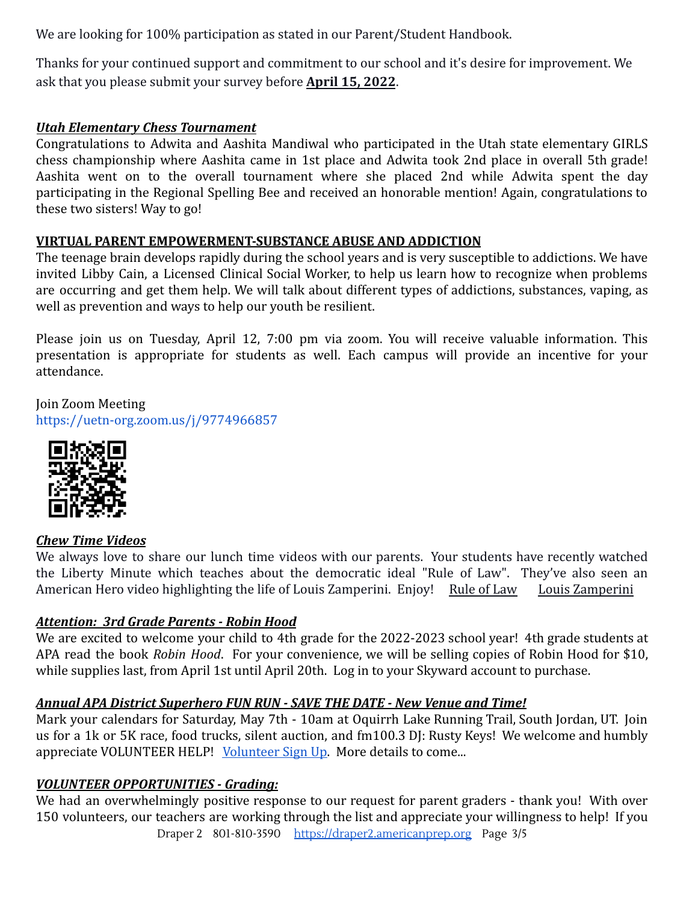We are looking for 100% participation as stated in our Parent/Student Handbook.

Thanks for your continued support and commitment to our school and it's desire for improvement. We ask that you please submit your survey before **April 15, 2022**.

***Utah Elementary Chess Tournament***

Congratulations to Adwita and Aashita Mandiwal who participated in the Utah state elementary GIRLS chess championship where Aashita came in 1st place and Adwita took 2nd place in overall 5th grade! Aashita went on to the overall tournament where she placed 2nd while Adwita spent the day participating in the Regional Spelling Bee and received an honorable mention! Again, congratulations to these two sisters! Way to go!

**VIRTUAL PARENT EMPOWERMENT-SUBSTANCE ABUSE AND ADDICTION**

The teenage brain develops rapidly during the school years and is very susceptible to addictions. We have invited Libby Cain, a Licensed Clinical Social Worker, to help us learn how to recognize when problems are occurring and get them help. We will talk about different types of addictions, substances, vaping, as well as prevention and ways to help our youth be resilient.

Please join us on Tuesday, April 12, 7:00 pm via zoom. You will receive valuable information. This presentation is appropriate for students as well. Each campus will provide an incentive for your attendance.

Join Zoom Meeting
https://uetn-org.zoom.us/j/9774966857

***Chew Time Videos***

We always love to share our lunch time videos with our parents. Your students have recently watched the Liberty Minute which teaches about the democratic ideal "Rule of Law". They've also seen an American Hero video highlighting the life of Louis Zamperini. Enjoy! Rule of Law Louis Zamperini

***Attention: 3rd Grade Parents - Robin Hood***

We are excited to welcome your child to 4th grade for the 2022-2023 school year! 4th grade students at APA read the book *Robin Hood*. For your convenience, we will be selling copies of Robin Hood for $10, while supplies last, from April 1st until April 20th. Log in to your Skyward account to purchase.

***Annual APA District Superhero FUN RUN - SAVE THE DATE - New Venue and Time!***

Mark your calendars for Saturday, May 7th - 10am at Oquirrh Lake Running Trail, South Jordan, UT. Join us for a 1k or 5K race, food trucks, silent auction, and fm100.3 DJ: Rusty Keys! We welcome and humbly appreciate VOLUNTEER HELP! Volunteer Sign Up. More details to come...

***VOLUNTEER OPPORTUNITIES - Grading:***

We had an overwhelmingly positive response to our request for parent graders - thank you! With over 150 volunteers, our teachers are working through the list and appreciate your willingness to help! If you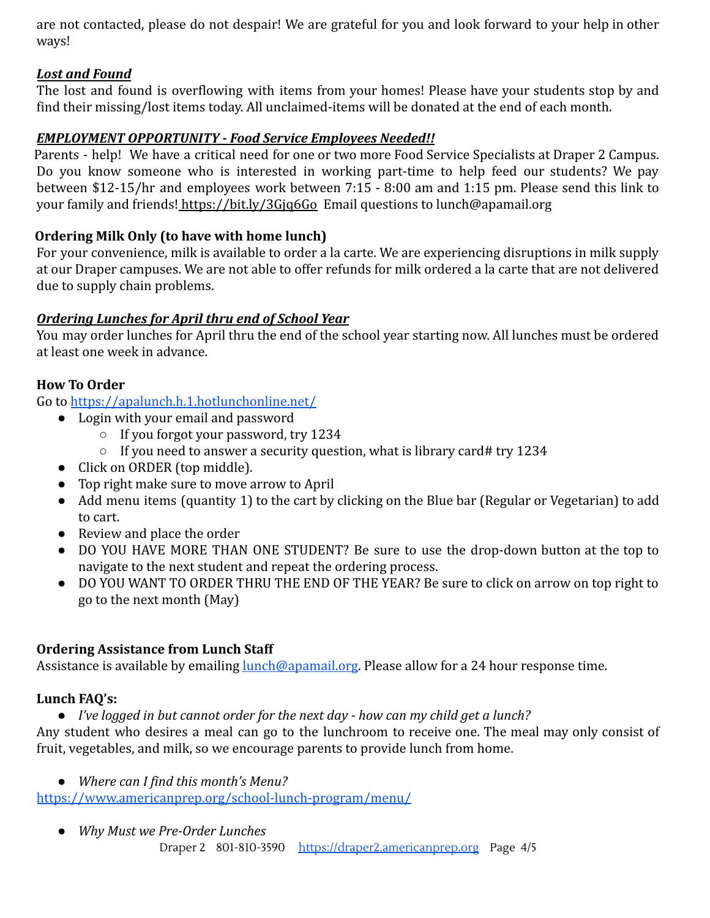are not contacted, please do not despair! We are grateful for you and look forward to your help in other ways!

***Lost and Found***

The lost and found is overflowing with items from your homes! Please have your students stop by and find their missing/lost items today. All unclaimed-items will be donated at the end of each month.

***EMPLOYMENT OPPORTUNITY - Food Service Employees Needed!!***

Parents - help! We have a critical need for one or two more Food Service Specialists at Draper 2 Campus. Do you know someone who is interested in working part-time to help feed our students? We pay between $12-15/hr and employees work between 7:15 - 8:00 am and 1:15 pm. Please send this link to your family and friends! https://bit.ly/3Gjq6Go Email questions to lunch@apamail.org

**Ordering Milk Only (to have with home lunch)**

For your convenience, milk is available to order a la carte. We are experiencing disruptions in milk supply at our Draper campuses. We are not able to offer refunds for milk ordered a la carte that are not delivered due to supply chain problems.

***Ordering Lunches for April thru end of School Year***

You may order lunches for April thru the end of the school year starting now. All lunches must be ordered at least one week in advance.

**How To Order**

Go to https://apalunch.h.1.hotlunchonline.net/

- Login with your email and password
  - If you forgot your password, try 1234
  - If you need to answer a security question, what is library card# try 1234
- Click on ORDER (top middle).
- Top right make sure to move arrow to April
- Add menu items (quantity 1) to the cart by clicking on the Blue bar (Regular or Vegetarian) to add to cart.
- Review and place the order
- DO YOU HAVE MORE THAN ONE STUDENT? Be sure to use the drop-down button at the top to navigate to the next student and repeat the ordering process.
- DO YOU WANT TO ORDER THRU THE END OF THE YEAR? Be sure to click on arrow on top right to go to the next month (May)

**Ordering Assistance from Lunch Staff**

Assistance is available by emailing lunch@apamail.org. Please allow for a 24 hour response time.

**Lunch FAQ's:**

- *I've logged in but cannot order for the next day - how can my child get a lunch?*

Any student who desires a meal can go to the lunchroom to receive one. The meal may only consist of fruit, vegetables, and milk, so we encourage parents to provide lunch from home.

- *Where can I find this month's Menu?*

https://www.americanprep.org/school-lunch-program/menu/

- *Why Must we Pre-Order Lunches*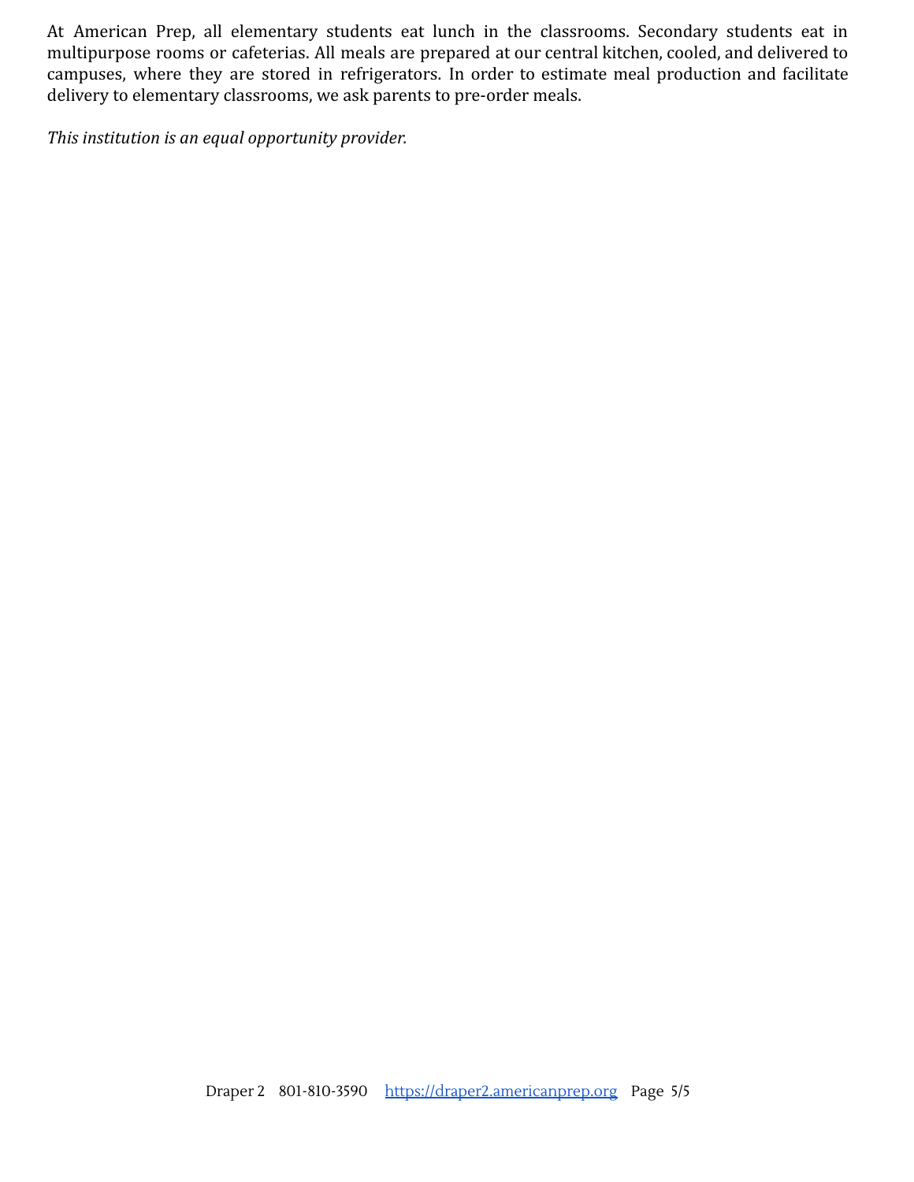At American Prep, all elementary students eat lunch in the classrooms. Secondary students eat in multipurpose rooms or cafeterias. All meals are prepared at our central kitchen, cooled, and delivered to campuses, where they are stored in refrigerators. In order to estimate meal production and facilitate delivery to elementary classrooms, we ask parents to pre-order meals.

*This institution is an equal opportunity provider.*